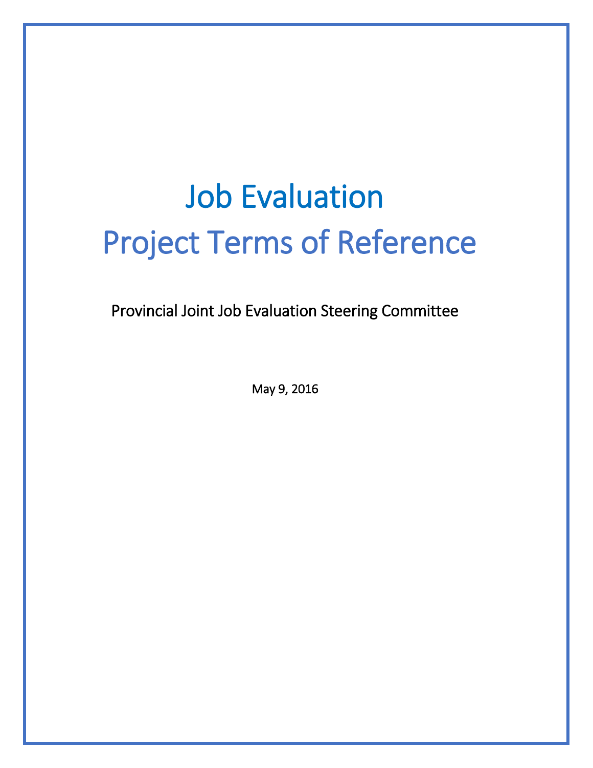# Job Evaluation
# Project Terms of Reference

Provincial Joint Job Evaluation Steering Committee

May 9, 2016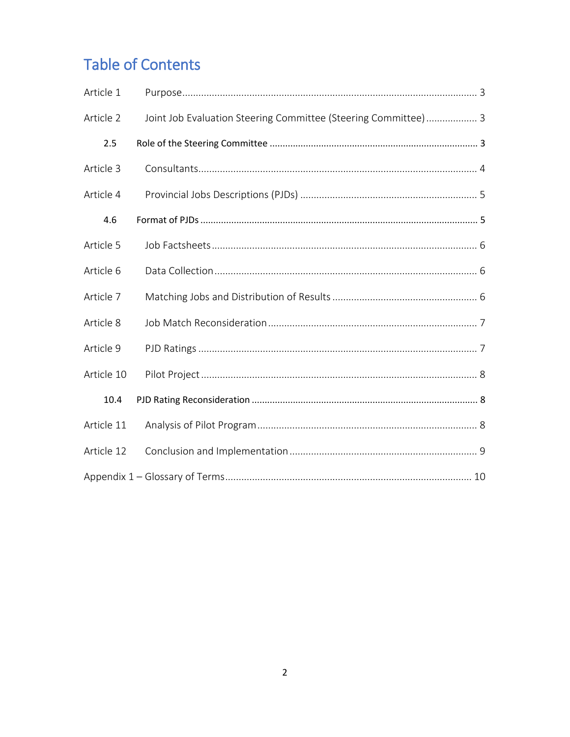# Table of Contents

Article 1 Purpose ............................................................................................................ 3

Article 2 Joint Job Evaluation Steering Committee (Steering Committee) ................... 3

2.5 Role of the Steering Committee ............................................................................... 3

Article 3 Consultants ...................................................................................................... 4

Article 4 Provincial Jobs Descriptions (PJDs) ................................................................. 5

4.6 Format of PJDs ........................................................................................................ 5

Article 5 Job Factsheets .................................................................................................. 6

Article 6 Data Collection ................................................................................................. 6

Article 7 Matching Jobs and Distribution of Results ...................................................... 6

Article 8 Job Match Reconsideration ............................................................................. 7

Article 9 PJD Ratings ....................................................................................................... 7

Article 10 Pilot Project ..................................................................................................... 8

10.4 PJD Rating Reconsideration ..................................................................................... 8

Article 11 Analysis of Pilot Program ................................................................................. 8

Article 12 Conclusion and Implementation ..................................................................... 9

Appendix 1 – Glossary of Terms ........................................................................................ 10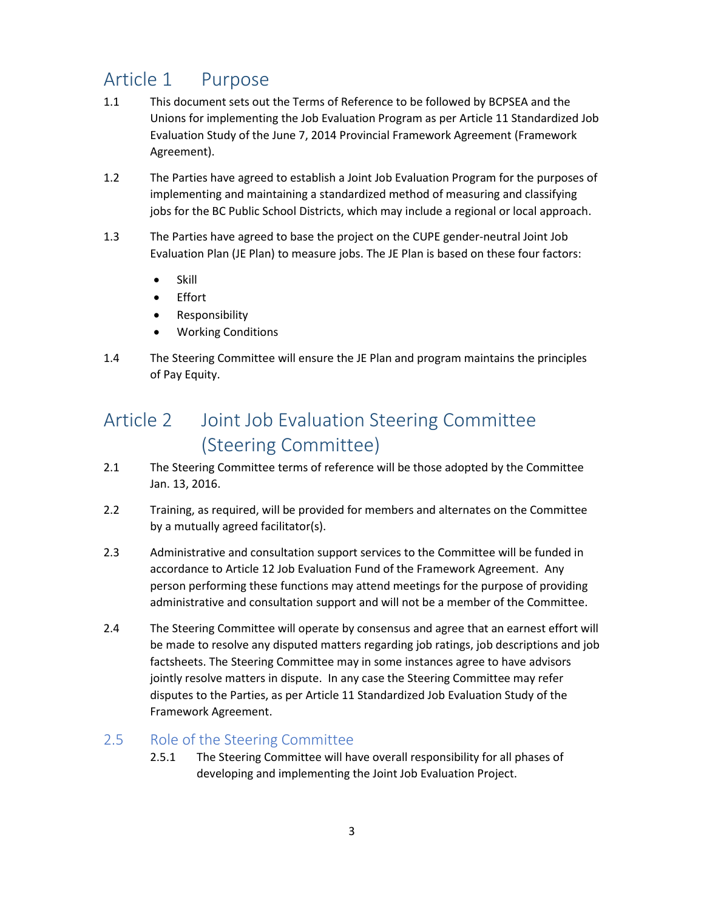# Article 1 Purpose

1.1 This document sets out the Terms of Reference to be followed by BCPSEA and the Unions for implementing the Job Evaluation Program as per Article 11 Standardized Job Evaluation Study of the June 7, 2014 Provincial Framework Agreement (Framework Agreement).

1.2 The Parties have agreed to establish a Joint Job Evaluation Program for the purposes of implementing and maintaining a standardized method of measuring and classifying jobs for the BC Public School Districts, which may include a regional or local approach.

1.3 The Parties have agreed to base the project on the CUPE gender-neutral Joint Job Evaluation Plan (JE Plan) to measure jobs. The JE Plan is based on these four factors:

- Skill
- Effort
- Responsibility
- Working Conditions

1.4 The Steering Committee will ensure the JE Plan and program maintains the principles of Pay Equity.

# Article 2 Joint Job Evaluation Steering Committee (Steering Committee)

2.1 The Steering Committee terms of reference will be those adopted by the Committee Jan. 13, 2016.

2.2 Training, as required, will be provided for members and alternates on the Committee by a mutually agreed facilitator(s).

2.3 Administrative and consultation support services to the Committee will be funded in accordance to Article 12 Job Evaluation Fund of the Framework Agreement. Any person performing these functions may attend meetings for the purpose of providing administrative and consultation support and will not be a member of the Committee.

2.4 The Steering Committee will operate by consensus and agree that an earnest effort will be made to resolve any disputed matters regarding job ratings, job descriptions and job factsheets. The Steering Committee may in some instances agree to have advisors jointly resolve matters in dispute. In any case the Steering Committee may refer disputes to the Parties, as per Article 11 Standardized Job Evaluation Study of the Framework Agreement.

## 2.5 Role of the Steering Committee

2.5.1 The Steering Committee will have overall responsibility for all phases of developing and implementing the Joint Job Evaluation Project.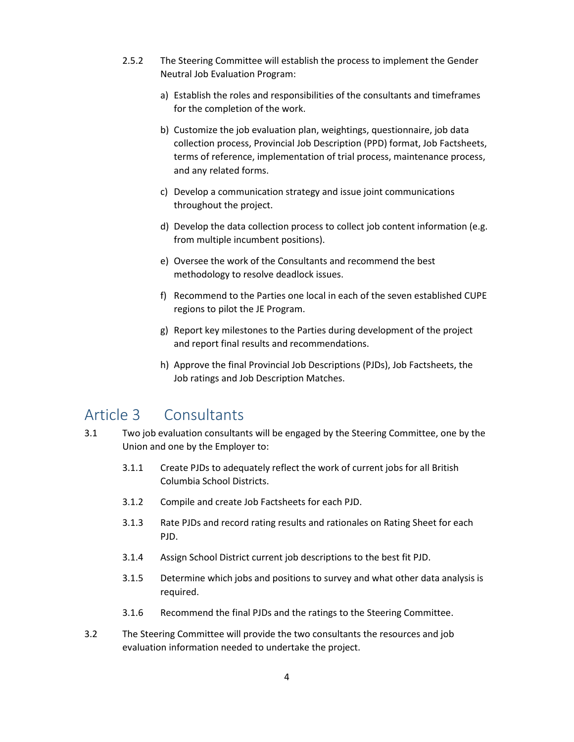2.5.2 The Steering Committee will establish the process to implement the Gender Neutral Job Evaluation Program:

a) Establish the roles and responsibilities of the consultants and timeframes for the completion of the work.

b) Customize the job evaluation plan, weightings, questionnaire, job data collection process, Provincial Job Description (PPD) format, Job Factsheets, terms of reference, implementation of trial process, maintenance process, and any related forms.

c) Develop a communication strategy and issue joint communications throughout the project.

d) Develop the data collection process to collect job content information (e.g. from multiple incumbent positions).

e) Oversee the work of the Consultants and recommend the best methodology to resolve deadlock issues.

f) Recommend to the Parties one local in each of the seven established CUPE regions to pilot the JE Program.

g) Report key milestones to the Parties during development of the project and report final results and recommendations.

h) Approve the final Provincial Job Descriptions (PJDs), Job Factsheets, the Job ratings and Job Description Matches.

## Article 3 Consultants

3.1 Two job evaluation consultants will be engaged by the Steering Committee, one by the Union and one by the Employer to:

3.1.1 Create PJDs to adequately reflect the work of current jobs for all British Columbia School Districts.

3.1.2 Compile and create Job Factsheets for each PJD.

3.1.3 Rate PJDs and record rating results and rationales on Rating Sheet for each PJD.

3.1.4 Assign School District current job descriptions to the best fit PJD.

3.1.5 Determine which jobs and positions to survey and what other data analysis is required.

3.1.6 Recommend the final PJDs and the ratings to the Steering Committee.

3.2 The Steering Committee will provide the two consultants the resources and job evaluation information needed to undertake the project.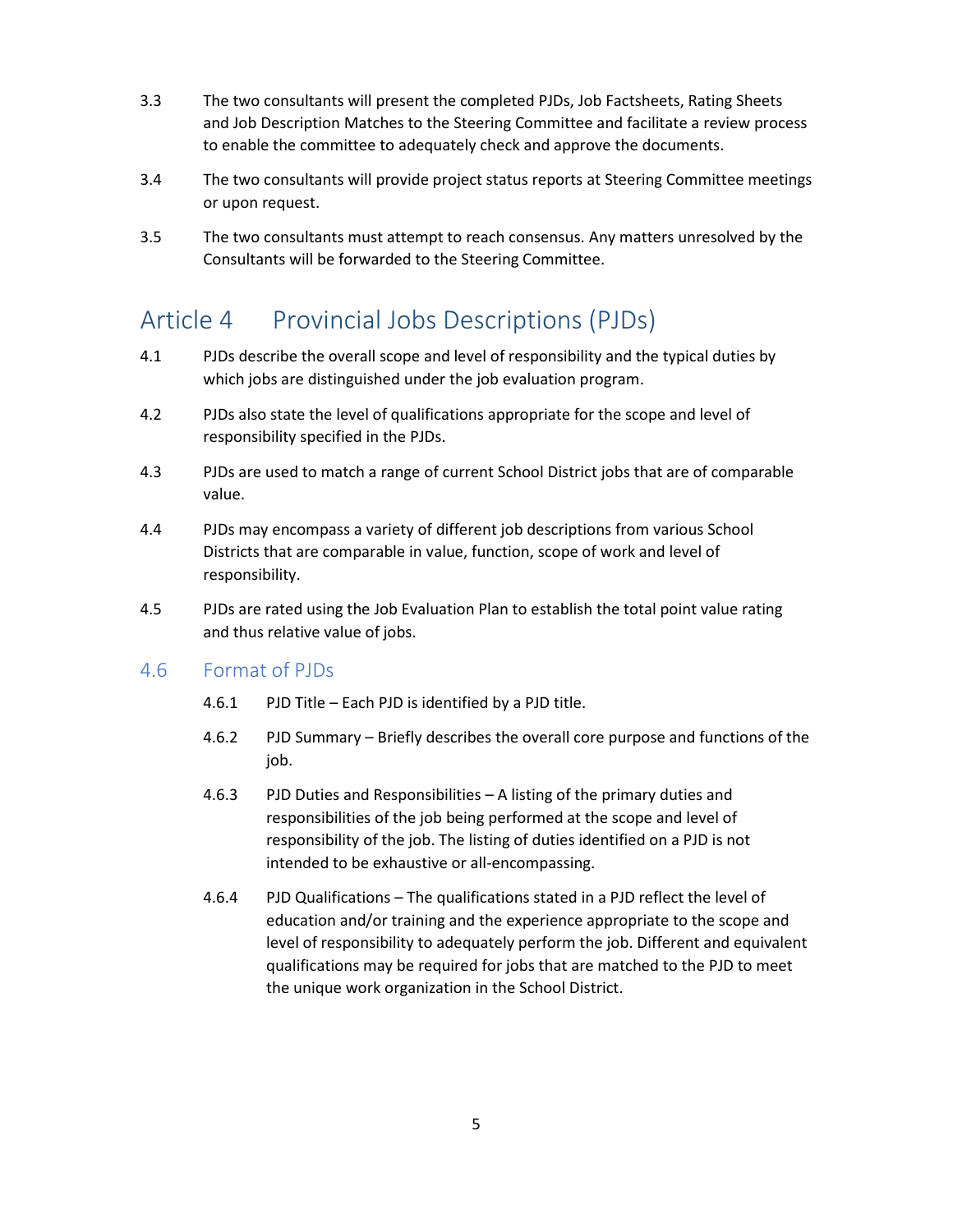3.3 The two consultants will present the completed PJDs, Job Factsheets, Rating Sheets and Job Description Matches to the Steering Committee and facilitate a review process to enable the committee to adequately check and approve the documents.

3.4 The two consultants will provide project status reports at Steering Committee meetings or upon request.

3.5 The two consultants must attempt to reach consensus. Any matters unresolved by the Consultants will be forwarded to the Steering Committee.

## Article 4 Provincial Jobs Descriptions (PJDs)

4.1 PJDs describe the overall scope and level of responsibility and the typical duties by which jobs are distinguished under the job evaluation program.

4.2 PJDs also state the level of qualifications appropriate for the scope and level of responsibility specified in the PJDs.

4.3 PJDs are used to match a range of current School District jobs that are of comparable value.

4.4 PJDs may encompass a variety of different job descriptions from various School Districts that are comparable in value, function, scope of work and level of responsibility.

4.5 PJDs are rated using the Job Evaluation Plan to establish the total point value rating and thus relative value of jobs.

### 4.6 Format of PJDs

4.6.1 PJD Title – Each PJD is identified by a PJD title.

4.6.2 PJD Summary – Briefly describes the overall core purpose and functions of the job.

4.6.3 PJD Duties and Responsibilities – A listing of the primary duties and responsibilities of the job being performed at the scope and level of responsibility of the job. The listing of duties identified on a PJD is not intended to be exhaustive or all-encompassing.

4.6.4 PJD Qualifications – The qualifications stated in a PJD reflect the level of education and/or training and the experience appropriate to the scope and level of responsibility to adequately perform the job. Different and equivalent qualifications may be required for jobs that are matched to the PJD to meet the unique work organization in the School District.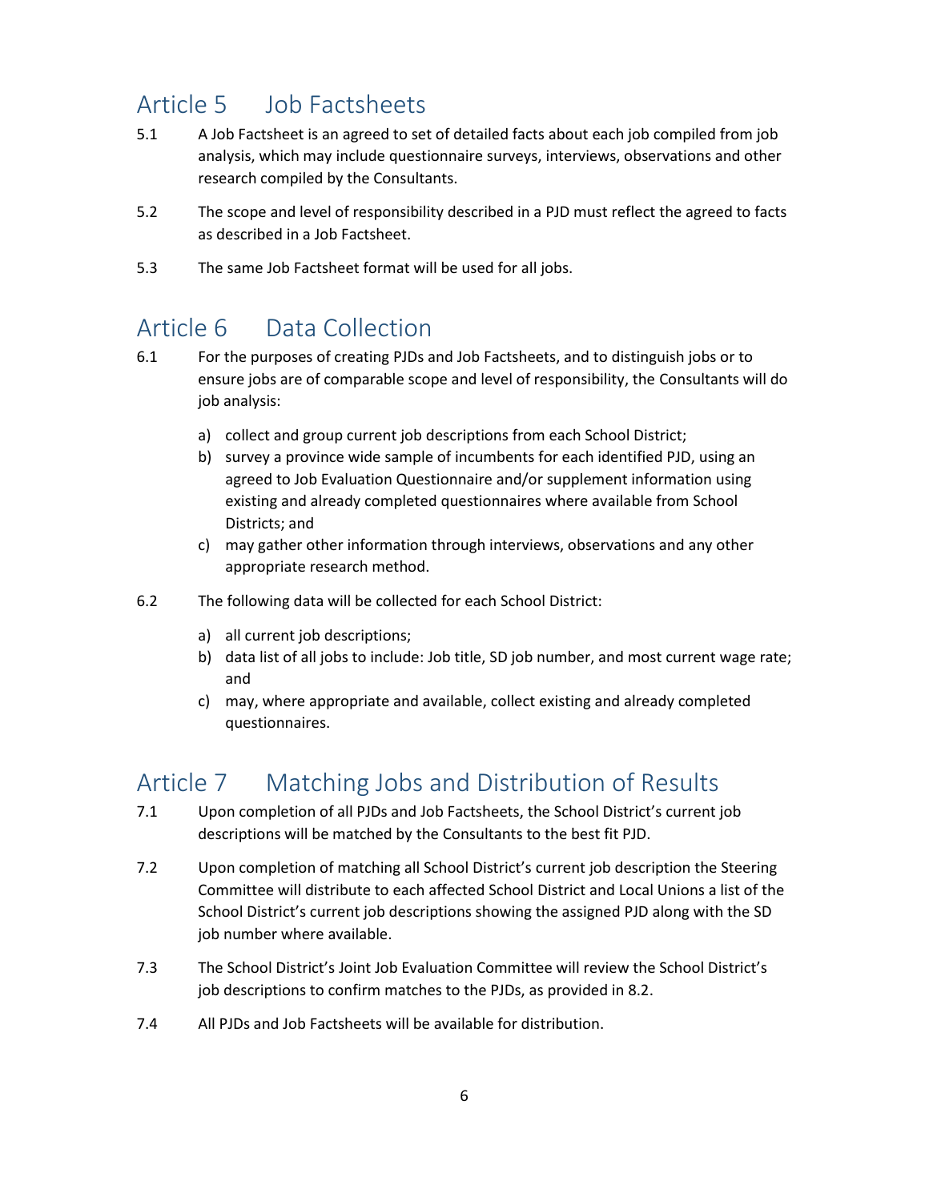## Article 5 Job Factsheets

5.1 A Job Factsheet is an agreed to set of detailed facts about each job compiled from job analysis, which may include questionnaire surveys, interviews, observations and other research compiled by the Consultants.

5.2 The scope and level of responsibility described in a PJD must reflect the agreed to facts as described in a Job Factsheet.

5.3 The same Job Factsheet format will be used for all jobs.

## Article 6 Data Collection

6.1 For the purposes of creating PJDs and Job Factsheets, and to distinguish jobs or to ensure jobs are of comparable scope and level of responsibility, the Consultants will do job analysis:

a) collect and group current job descriptions from each School District;
b) survey a province wide sample of incumbents for each identified PJD, using an agreed to Job Evaluation Questionnaire and/or supplement information using existing and already completed questionnaires where available from School Districts; and
c) may gather other information through interviews, observations and any other appropriate research method.

6.2 The following data will be collected for each School District:

a) all current job descriptions;
b) data list of all jobs to include: Job title, SD job number, and most current wage rate; and
c) may, where appropriate and available, collect existing and already completed questionnaires.

## Article 7 Matching Jobs and Distribution of Results

7.1 Upon completion of all PJDs and Job Factsheets, the School District's current job descriptions will be matched by the Consultants to the best fit PJD.

7.2 Upon completion of matching all School District's current job description the Steering Committee will distribute to each affected School District and Local Unions a list of the School District's current job descriptions showing the assigned PJD along with the SD job number where available.

7.3 The School District's Joint Job Evaluation Committee will review the School District's job descriptions to confirm matches to the PJDs, as provided in 8.2.

7.4 All PJDs and Job Factsheets will be available for distribution.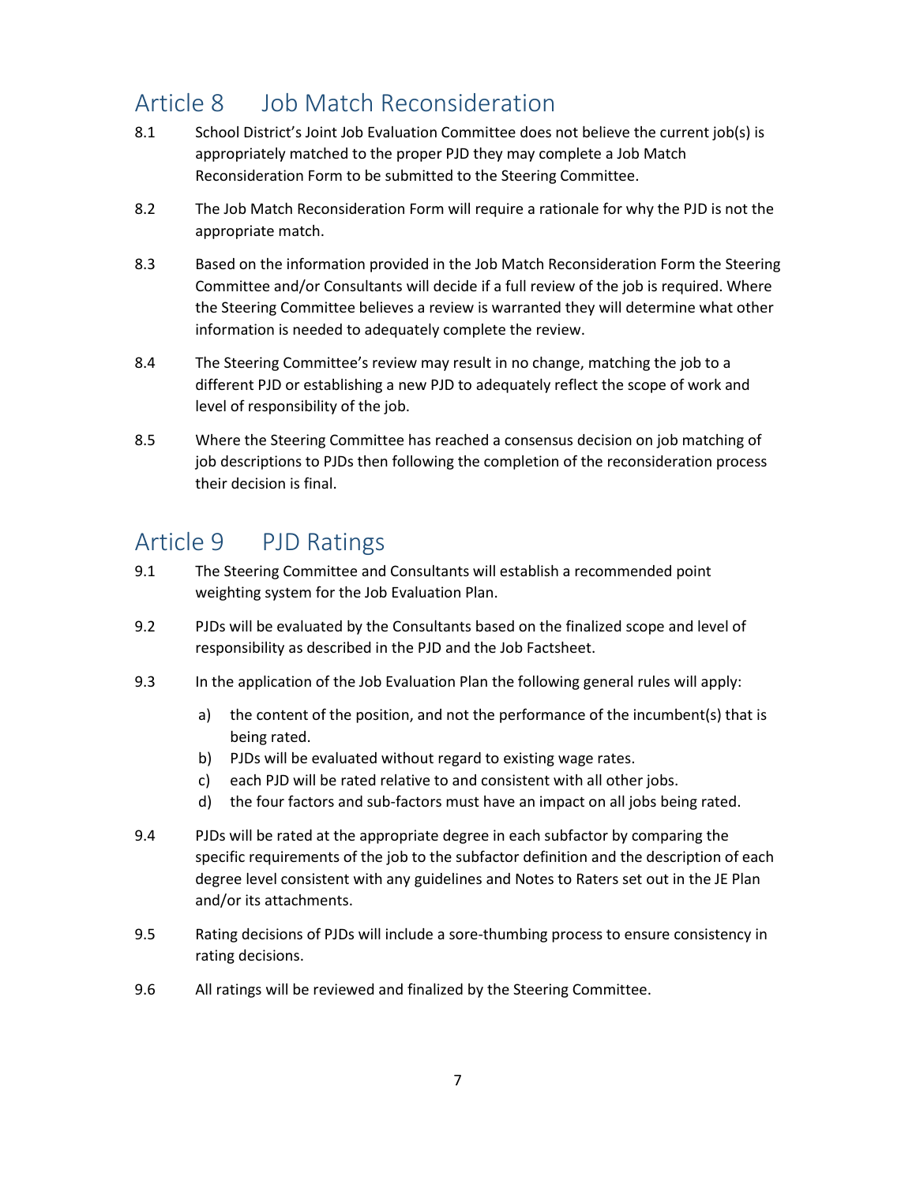## Article 8 Job Match Reconsideration

8.1 School District's Joint Job Evaluation Committee does not believe the current job(s) is appropriately matched to the proper PJD they may complete a Job Match Reconsideration Form to be submitted to the Steering Committee.

8.2 The Job Match Reconsideration Form will require a rationale for why the PJD is not the appropriate match.

8.3 Based on the information provided in the Job Match Reconsideration Form the Steering Committee and/or Consultants will decide if a full review of the job is required. Where the Steering Committee believes a review is warranted they will determine what other information is needed to adequately complete the review.

8.4 The Steering Committee's review may result in no change, matching the job to a different PJD or establishing a new PJD to adequately reflect the scope of work and level of responsibility of the job.

8.5 Where the Steering Committee has reached a consensus decision on job matching of job descriptions to PJDs then following the completion of the reconsideration process their decision is final.

## Article 9 PJD Ratings

9.1 The Steering Committee and Consultants will establish a recommended point weighting system for the Job Evaluation Plan.

9.2 PJDs will be evaluated by the Consultants based on the finalized scope and level of responsibility as described in the PJD and the Job Factsheet.

9.3 In the application of the Job Evaluation Plan the following general rules will apply:

a) the content of the position, and not the performance of the incumbent(s) that is being rated.
b) PJDs will be evaluated without regard to existing wage rates.
c) each PJD will be rated relative to and consistent with all other jobs.
d) the four factors and sub-factors must have an impact on all jobs being rated.

9.4 PJDs will be rated at the appropriate degree in each subfactor by comparing the specific requirements of the job to the subfactor definition and the description of each degree level consistent with any guidelines and Notes to Raters set out in the JE Plan and/or its attachments.

9.5 Rating decisions of PJDs will include a sore-thumbing process to ensure consistency in rating decisions.

9.6 All ratings will be reviewed and finalized by the Steering Committee.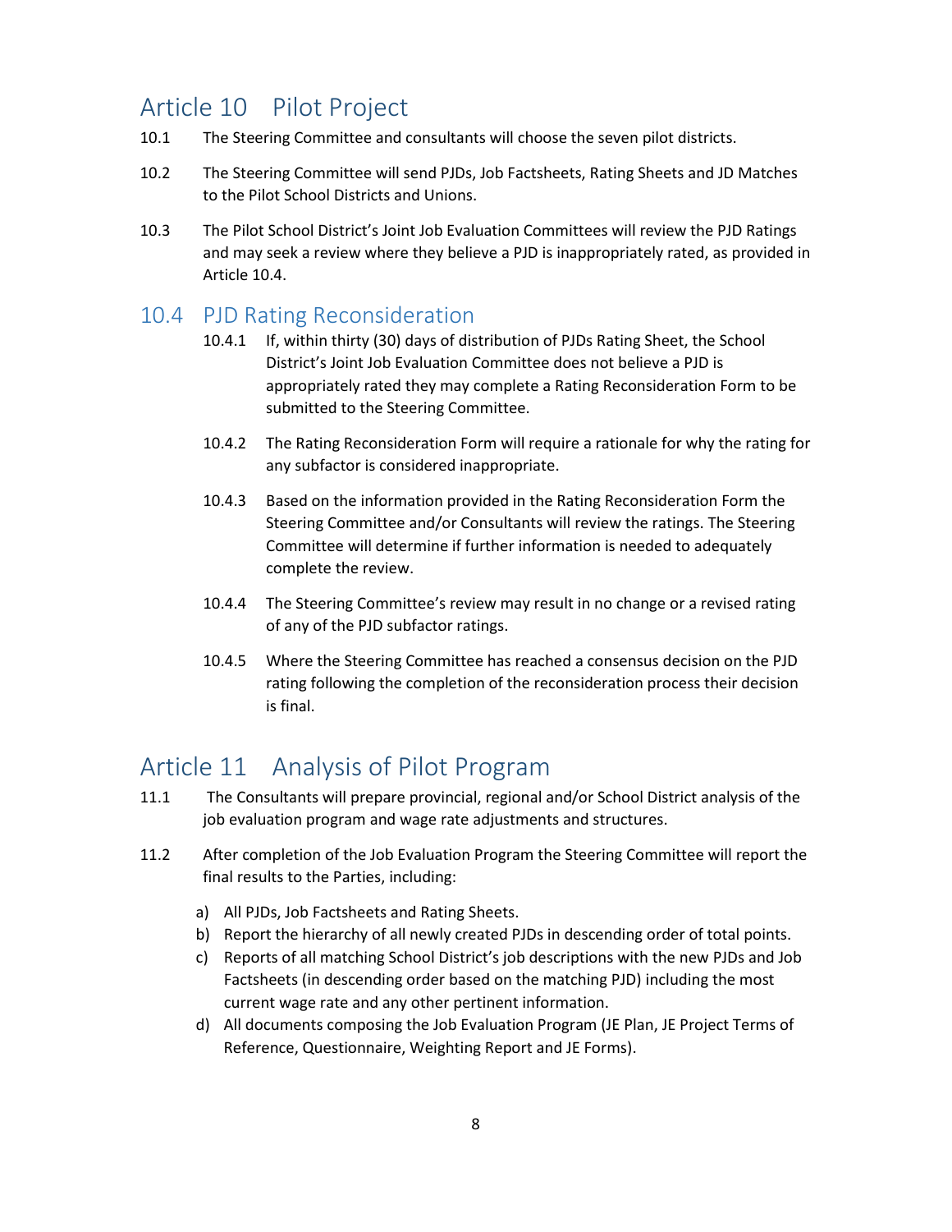# Article 10 Pilot Project

10.1 The Steering Committee and consultants will choose the seven pilot districts.

10.2 The Steering Committee will send PJDs, Job Factsheets, Rating Sheets and JD Matches to the Pilot School Districts and Unions.

10.3 The Pilot School District's Joint Job Evaluation Committees will review the PJD Ratings and may seek a review where they believe a PJD is inappropriately rated, as provided in Article 10.4.

## 10.4 PJD Rating Reconsideration

10.4.1 If, within thirty (30) days of distribution of PJDs Rating Sheet, the School District's Joint Job Evaluation Committee does not believe a PJD is appropriately rated they may complete a Rating Reconsideration Form to be submitted to the Steering Committee.

10.4.2 The Rating Reconsideration Form will require a rationale for why the rating for any subfactor is considered inappropriate.

10.4.3 Based on the information provided in the Rating Reconsideration Form the Steering Committee and/or Consultants will review the ratings. The Steering Committee will determine if further information is needed to adequately complete the review.

10.4.4 The Steering Committee's review may result in no change or a revised rating of any of the PJD subfactor ratings.

10.4.5 Where the Steering Committee has reached a consensus decision on the PJD rating following the completion of the reconsideration process their decision is final.

# Article 11 Analysis of Pilot Program

11.1 The Consultants will prepare provincial, regional and/or School District analysis of the job evaluation program and wage rate adjustments and structures.

11.2 After completion of the Job Evaluation Program the Steering Committee will report the final results to the Parties, including:

a) All PJDs, Job Factsheets and Rating Sheets.
b) Report the hierarchy of all newly created PJDs in descending order of total points.
c) Reports of all matching School District's job descriptions with the new PJDs and Job Factsheets (in descending order based on the matching PJD) including the most current wage rate and any other pertinent information.
d) All documents composing the Job Evaluation Program (JE Plan, JE Project Terms of Reference, Questionnaire, Weighting Report and JE Forms).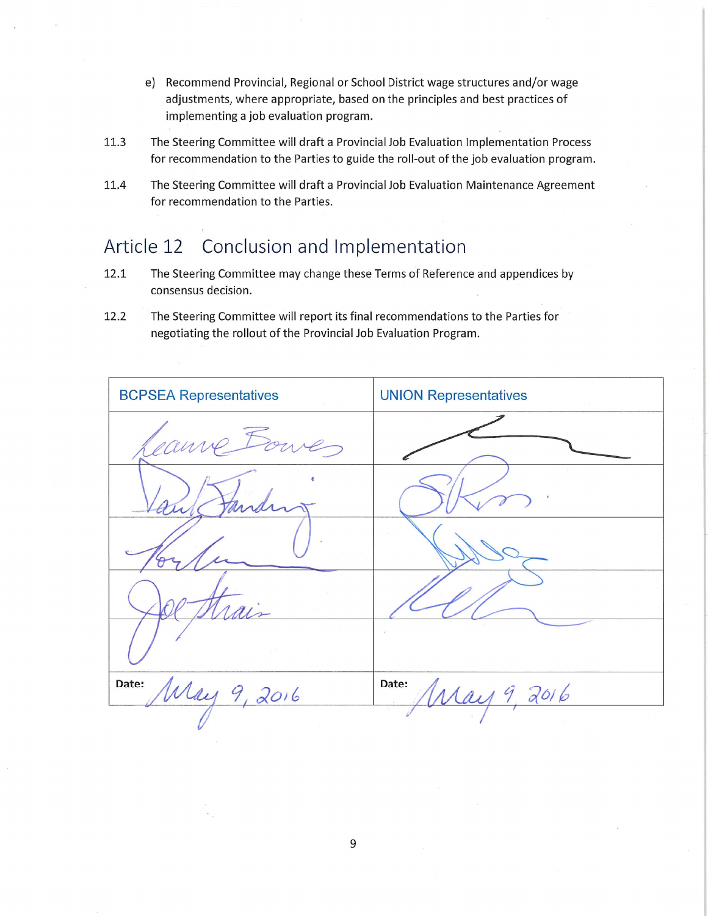e) Recommend Provincial, Regional or School District wage structures and/or wage adjustments, where appropriate, based on the principles and best practices of implementing a job evaluation program.

11.3 The Steering Committee will draft a Provincial Job Evaluation Implementation Process for recommendation to the Parties to guide the roll-out of the job evaluation program.

11.4 The Steering Committee will draft a Provincial Job Evaluation Maintenance Agreement for recommendation to the Parties.

## Article 12 Conclusion and Implementation

12.1 The Steering Committee may change these Terms of Reference and appendices by consensus decision.

12.2 The Steering Committee will report its final recommendations to the Parties for negotiating the rollout of the Provincial Job Evaluation Program.

| BCPSEA Representatives | UNION Representatives |
| --- | --- |
| Leanne Bowes | [signature] |
| Paul Standring | [signature] |
| [signature] | [signature] |
| Joe Strain | [signature] |
| | |
| Date: May 9, 2016 | Date: May 9, 2016 |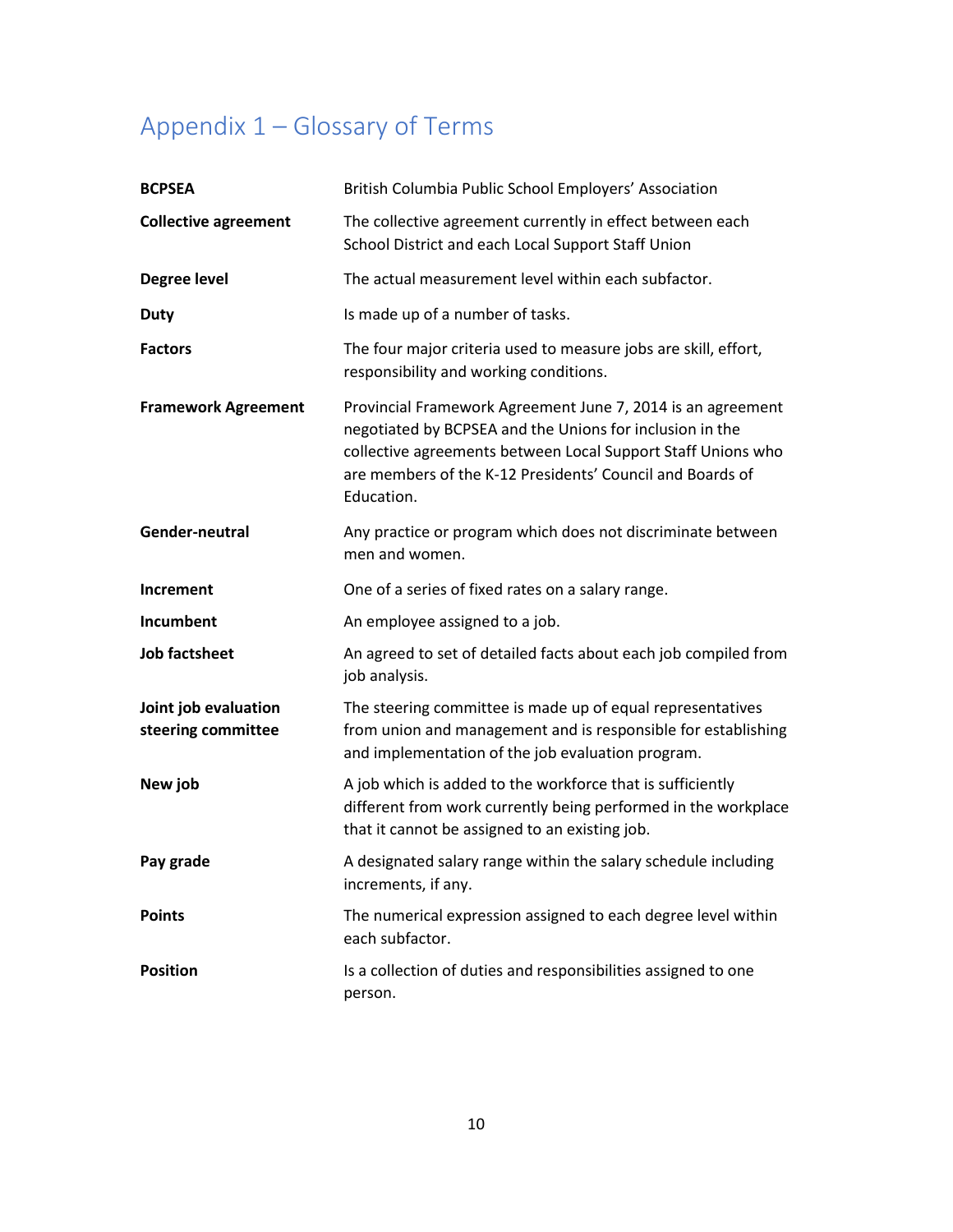# Appendix 1 – Glossary of Terms

**BCPSEA** British Columbia Public School Employers' Association

**Collective agreement** The collective agreement currently in effect between each School District and each Local Support Staff Union

**Degree level** The actual measurement level within each subfactor.

**Duty** Is made up of a number of tasks.

**Factors** The four major criteria used to measure jobs are skill, effort, responsibility and working conditions.

**Framework Agreement** Provincial Framework Agreement June 7, 2014 is an agreement negotiated by BCPSEA and the Unions for inclusion in the collective agreements between Local Support Staff Unions who are members of the K-12 Presidents' Council and Boards of Education.

**Gender-neutral** Any practice or program which does not discriminate between men and women.

**Increment** One of a series of fixed rates on a salary range.

**Incumbent** An employee assigned to a job.

**Job factsheet** An agreed to set of detailed facts about each job compiled from job analysis.

**Joint job evaluation steering committee** The steering committee is made up of equal representatives from union and management and is responsible for establishing and implementation of the job evaluation program.

**New job** A job which is added to the workforce that is sufficiently different from work currently being performed in the workplace that it cannot be assigned to an existing job.

**Pay grade** A designated salary range within the salary schedule including increments, if any.

**Points** The numerical expression assigned to each degree level within each subfactor.

**Position** Is a collection of duties and responsibilities assigned to one person.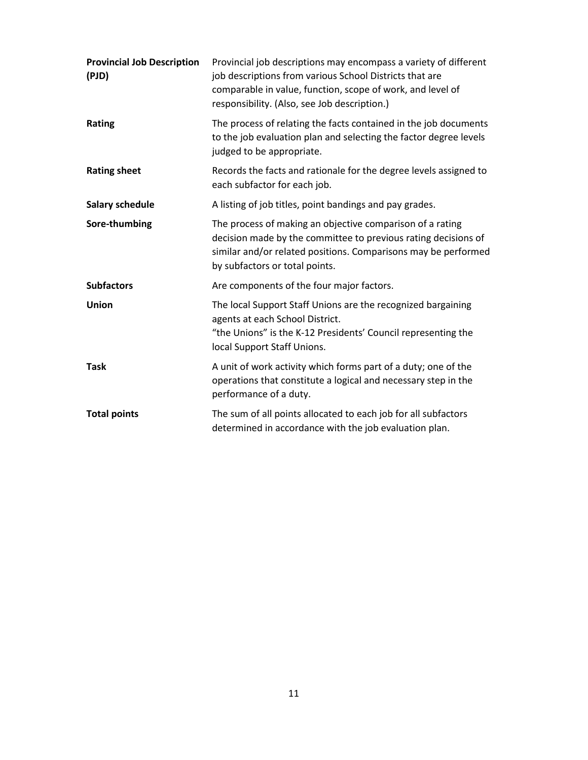| | |
|---|---|
| **Provincial Job Description (PJD)** | Provincial job descriptions may encompass a variety of different job descriptions from various School Districts that are comparable in value, function, scope of work, and level of responsibility. (Also, see Job description.) |
| **Rating** | The process of relating the facts contained in the job documents to the job evaluation plan and selecting the factor degree levels judged to be appropriate. |
| **Rating sheet** | Records the facts and rationale for the degree levels assigned to each subfactor for each job. |
| **Salary schedule** | A listing of job titles, point bandings and pay grades. |
| **Sore-thumbing** | The process of making an objective comparison of a rating decision made by the committee to previous rating decisions of similar and/or related positions. Comparisons may be performed by subfactors or total points. |
| **Subfactors** | Are components of the four major factors. |
| **Union** | The local Support Staff Unions are the recognized bargaining agents at each School District. "the Unions" is the K-12 Presidents' Council representing the local Support Staff Unions. |
| **Task** | A unit of work activity which forms part of a duty; one of the operations that constitute a logical and necessary step in the performance of a duty. |
| **Total points** | The sum of all points allocated to each job for all subfactors determined in accordance with the job evaluation plan. |